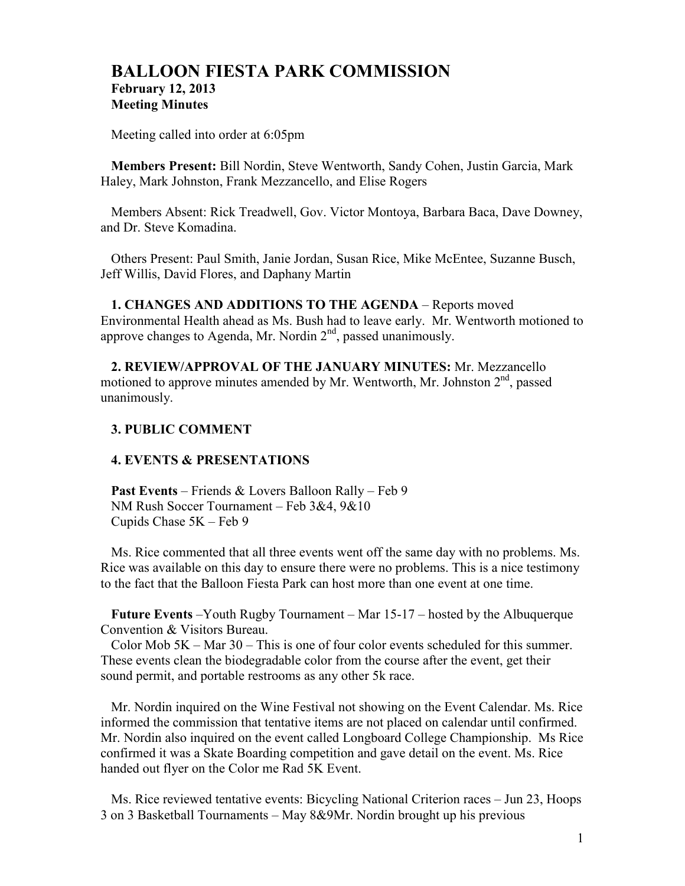# BALLOON FIESTA PARK COMMISSION

**February 12, 2013**
**Meeting Minutes**

Meeting called into order at 6:05pm

**Members Present:** Bill Nordin, Steve Wentworth, Sandy Cohen, Justin Garcia, Mark Haley, Mark Johnston, Frank Mezzancello, and Elise Rogers

Members Absent: Rick Treadwell, Gov. Victor Montoya, Barbara Baca, Dave Downey, and Dr. Steve Komadina.

Others Present: Paul Smith, Janie Jordan, Susan Rice, Mike McEntee, Suzanne Busch, Jeff Willis, David Flores, and Daphany Martin

**1. CHANGES AND ADDITIONS TO THE AGENDA** – Reports moved Environmental Health ahead as Ms. Bush had to leave early. Mr. Wentworth motioned to approve changes to Agenda, Mr. Nordin 2nd, passed unanimously.

**2. REVIEW/APPROVAL OF THE JANUARY MINUTES:** Mr. Mezzancello motioned to approve minutes amended by Mr. Wentworth, Mr. Johnston 2nd, passed unanimously.

**3. PUBLIC COMMENT**

**4. EVENTS & PRESENTATIONS**

**Past Events** – Friends & Lovers Balloon Rally – Feb 9
NM Rush Soccer Tournament – Feb 3&4, 9&10
Cupids Chase 5K – Feb 9

Ms. Rice commented that all three events went off the same day with no problems. Ms. Rice was available on this day to ensure there were no problems. This is a nice testimony to the fact that the Balloon Fiesta Park can host more than one event at one time.

**Future Events** –Youth Rugby Tournament – Mar 15-17 – hosted by the Albuquerque Convention & Visitors Bureau.
Color Mob 5K – Mar 30 – This is one of four color events scheduled for this summer. These events clean the biodegradable color from the course after the event, get their sound permit, and portable restrooms as any other 5k race.

Mr. Nordin inquired on the Wine Festival not showing on the Event Calendar. Ms. Rice informed the commission that tentative items are not placed on calendar until confirmed. Mr. Nordin also inquired on the event called Longboard College Championship. Ms Rice confirmed it was a Skate Boarding competition and gave detail on the event. Ms. Rice handed out flyer on the Color me Rad 5K Event.

Ms. Rice reviewed tentative events: Bicycling National Criterion races – Jun 23, Hoops 3 on 3 Basketball Tournaments – May 8&9Mr. Nordin brought up his previous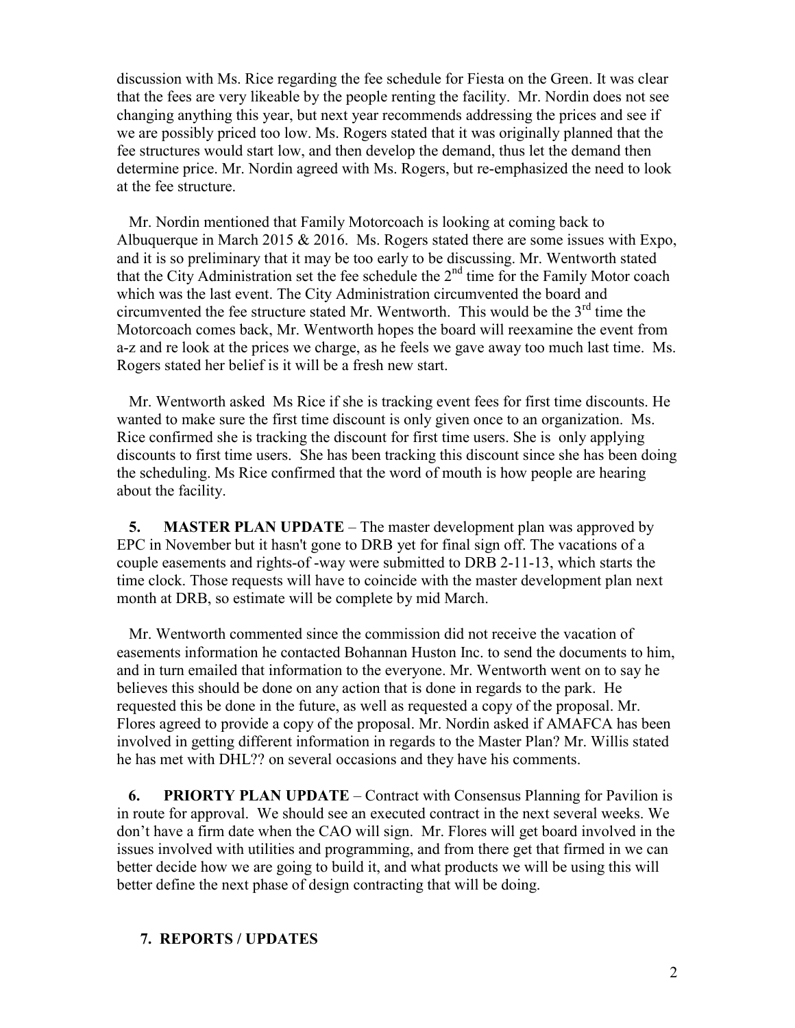discussion with Ms. Rice regarding the fee schedule for Fiesta on the Green. It was clear that the fees are very likeable by the people renting the facility. Mr. Nordin does not see changing anything this year, but next year recommends addressing the prices and see if we are possibly priced too low. Ms. Rogers stated that it was originally planned that the fee structures would start low, and then develop the demand, thus let the demand then determine price. Mr. Nordin agreed with Ms. Rogers, but re-emphasized the need to look at the fee structure.

Mr. Nordin mentioned that Family Motorcoach is looking at coming back to Albuquerque in March 2015 & 2016. Ms. Rogers stated there are some issues with Expo, and it is so preliminary that it may be too early to be discussing. Mr. Wentworth stated that the City Administration set the fee schedule the 2nd time for the Family Motor coach which was the last event. The City Administration circumvented the board and circumvented the fee structure stated Mr. Wentworth. This would be the 3rd time the Motorcoach comes back, Mr. Wentworth hopes the board will reexamine the event from a-z and re look at the prices we charge, as he feels we gave away too much last time. Ms. Rogers stated her belief is it will be a fresh new start.

Mr. Wentworth asked Ms Rice if she is tracking event fees for first time discounts. He wanted to make sure the first time discount is only given once to an organization. Ms. Rice confirmed she is tracking the discount for first time users. She is only applying discounts to first time users. She has been tracking this discount since she has been doing the scheduling. Ms Rice confirmed that the word of mouth is how people are hearing about the facility.

**5. MASTER PLAN UPDATE** – The master development plan was approved by EPC in November but it hasn't gone to DRB yet for final sign off. The vacations of a couple easements and rights-of -way were submitted to DRB 2-11-13, which starts the time clock. Those requests will have to coincide with the master development plan next month at DRB, so estimate will be complete by mid March.

Mr. Wentworth commented since the commission did not receive the vacation of easements information he contacted Bohannan Huston Inc. to send the documents to him, and in turn emailed that information to the everyone. Mr. Wentworth went on to say he believes this should be done on any action that is done in regards to the park. He requested this be done in the future, as well as requested a copy of the proposal. Mr. Flores agreed to provide a copy of the proposal. Mr. Nordin asked if AMAFCA has been involved in getting different information in regards to the Master Plan? Mr. Willis stated he has met with DHL?? on several occasions and they have his comments.

**6. PRIORTY PLAN UPDATE** – Contract with Consensus Planning for Pavilion is in route for approval. We should see an executed contract in the next several weeks. We don't have a firm date when the CAO will sign. Mr. Flores will get board involved in the issues involved with utilities and programming, and from there get that firmed in we can better decide how we are going to build it, and what products we will be using this will better define the next phase of design contracting that will be doing.

**7. REPORTS / UPDATES**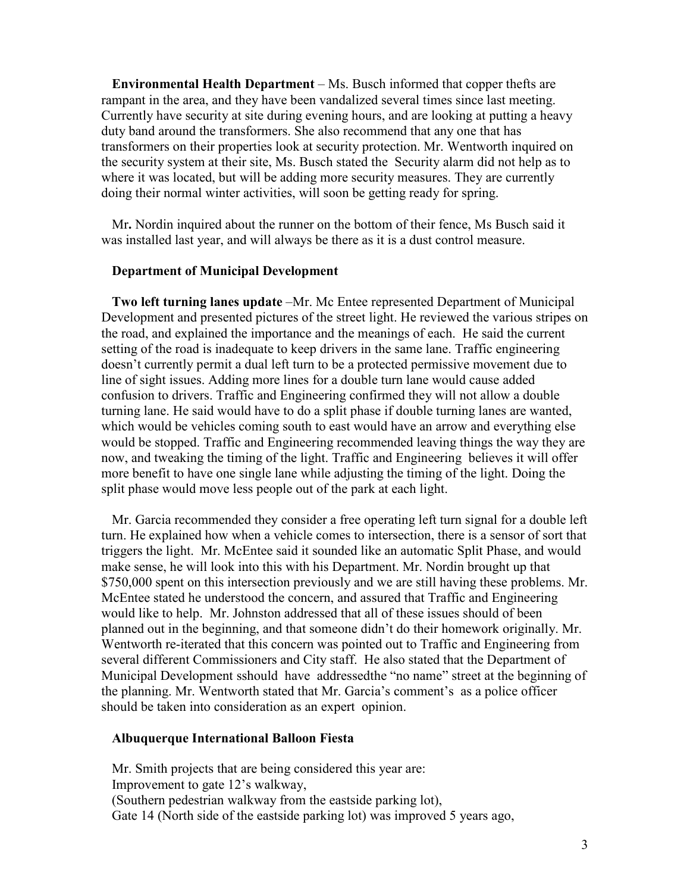**Environmental Health Department** – Ms. Busch informed that copper thefts are rampant in the area, and they have been vandalized several times since last meeting. Currently have security at site during evening hours, and are looking at putting a heavy duty band around the transformers. She also recommend that any one that has transformers on their properties look at security protection. Mr. Wentworth inquired on the security system at their site, Ms. Busch stated the Security alarm did not help as to where it was located, but will be adding more security measures. They are currently doing their normal winter activities, will soon be getting ready for spring.

Mr**.** Nordin inquired about the runner on the bottom of their fence, Ms Busch said it was installed last year, and will always be there as it is a dust control measure.

**Department of Municipal Development**

**Two left turning lanes update** –Mr. Mc Entee represented Department of Municipal Development and presented pictures of the street light. He reviewed the various stripes on the road, and explained the importance and the meanings of each. He said the current setting of the road is inadequate to keep drivers in the same lane. Traffic engineering doesn't currently permit a dual left turn to be a protected permissive movement due to line of sight issues. Adding more lines for a double turn lane would cause added confusion to drivers. Traffic and Engineering confirmed they will not allow a double turning lane. He said would have to do a split phase if double turning lanes are wanted, which would be vehicles coming south to east would have an arrow and everything else would be stopped. Traffic and Engineering recommended leaving things the way they are now, and tweaking the timing of the light. Traffic and Engineering believes it will offer more benefit to have one single lane while adjusting the timing of the light. Doing the split phase would move less people out of the park at each light.

Mr. Garcia recommended they consider a free operating left turn signal for a double left turn. He explained how when a vehicle comes to intersection, there is a sensor of sort that triggers the light. Mr. McEntee said it sounded like an automatic Split Phase, and would make sense, he will look into this with his Department. Mr. Nordin brought up that $750,000 spent on this intersection previously and we are still having these problems. Mr. McEntee stated he understood the concern, and assured that Traffic and Engineering would like to help. Mr. Johnston addressed that all of these issues should of been planned out in the beginning, and that someone didn't do their homework originally. Mr. Wentworth re-iterated that this concern was pointed out to Traffic and Engineering from several different Commissioners and City staff. He also stated that the Department of Municipal Development sshould have addressedthe "no name" street at the beginning of the planning. Mr. Wentworth stated that Mr. Garcia's comment's as a police officer should be taken into consideration as an expert opinion.

**Albuquerque International Balloon Fiesta**

Mr. Smith projects that are being considered this year are:
Improvement to gate 12's walkway,
(Southern pedestrian walkway from the eastside parking lot),
Gate 14 (North side of the eastside parking lot) was improved 5 years ago,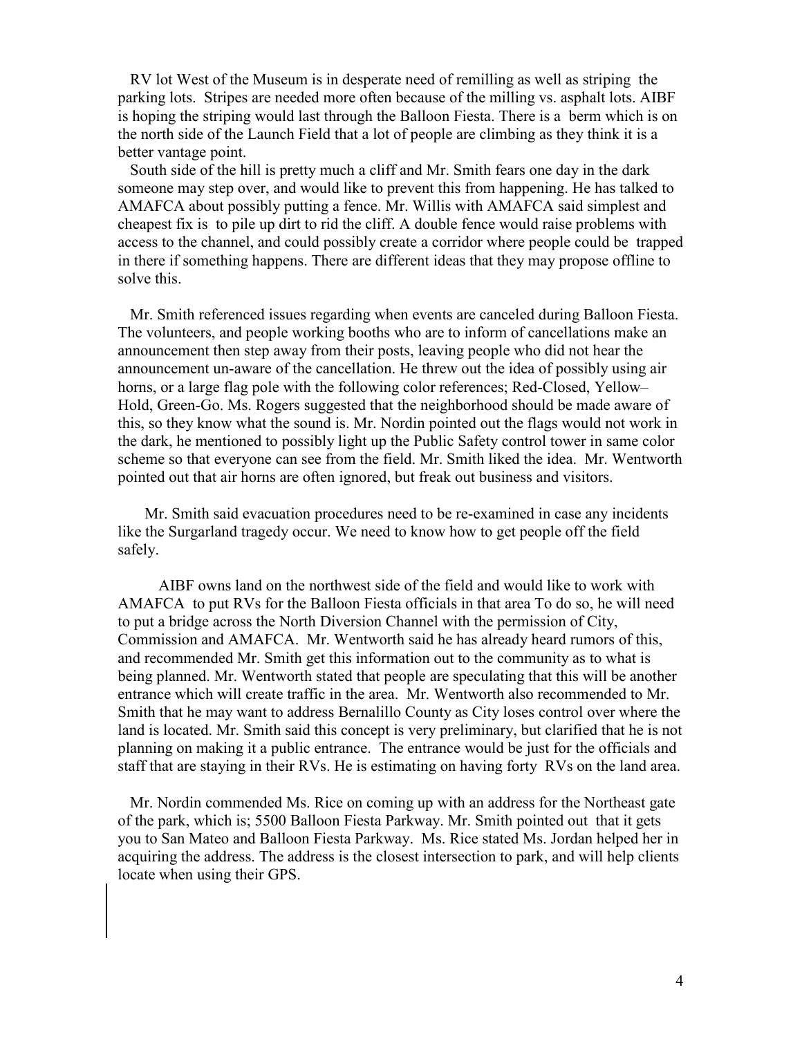RV lot West of the Museum is in desperate need of remilling as well as striping the parking lots. Stripes are needed more often because of the milling vs. asphalt lots. AIBF is hoping the striping would last through the Balloon Fiesta. There is a berm which is on the north side of the Launch Field that a lot of people are climbing as they think it is a better vantage point.

South side of the hill is pretty much a cliff and Mr. Smith fears one day in the dark someone may step over, and would like to prevent this from happening. He has talked to AMAFCA about possibly putting a fence. Mr. Willis with AMAFCA said simplest and cheapest fix is to pile up dirt to rid the cliff. A double fence would raise problems with access to the channel, and could possibly create a corridor where people could be trapped in there if something happens. There are different ideas that they may propose offline to solve this.

Mr. Smith referenced issues regarding when events are canceled during Balloon Fiesta. The volunteers, and people working booths who are to inform of cancellations make an announcement then step away from their posts, leaving people who did not hear the announcement un-aware of the cancellation. He threw out the idea of possibly using air horns, or a large flag pole with the following color references; Red-Closed, Yellow–Hold, Green-Go. Ms. Rogers suggested that the neighborhood should be made aware of this, so they know what the sound is. Mr. Nordin pointed out the flags would not work in the dark, he mentioned to possibly light up the Public Safety control tower in same color scheme so that everyone can see from the field. Mr. Smith liked the idea. Mr. Wentworth pointed out that air horns are often ignored, but freak out business and visitors.

Mr. Smith said evacuation procedures need to be re-examined in case any incidents like the Surgarland tragedy occur. We need to know how to get people off the field safely.

AIBF owns land on the northwest side of the field and would like to work with AMAFCA to put RVs for the Balloon Fiesta officials in that area To do so, he will need to put a bridge across the North Diversion Channel with the permission of City, Commission and AMAFCA. Mr. Wentworth said he has already heard rumors of this, and recommended Mr. Smith get this information out to the community as to what is being planned. Mr. Wentworth stated that people are speculating that this will be another entrance which will create traffic in the area. Mr. Wentworth also recommended to Mr. Smith that he may want to address Bernalillo County as City loses control over where the land is located. Mr. Smith said this concept is very preliminary, but clarified that he is not planning on making it a public entrance. The entrance would be just for the officials and staff that are staying in their RVs. He is estimating on having forty RVs on the land area.

Mr. Nordin commended Ms. Rice on coming up with an address for the Northeast gate of the park, which is; 5500 Balloon Fiesta Parkway. Mr. Smith pointed out that it gets you to San Mateo and Balloon Fiesta Parkway. Ms. Rice stated Ms. Jordan helped her in acquiring the address. The address is the closest intersection to park, and will help clients locate when using their GPS.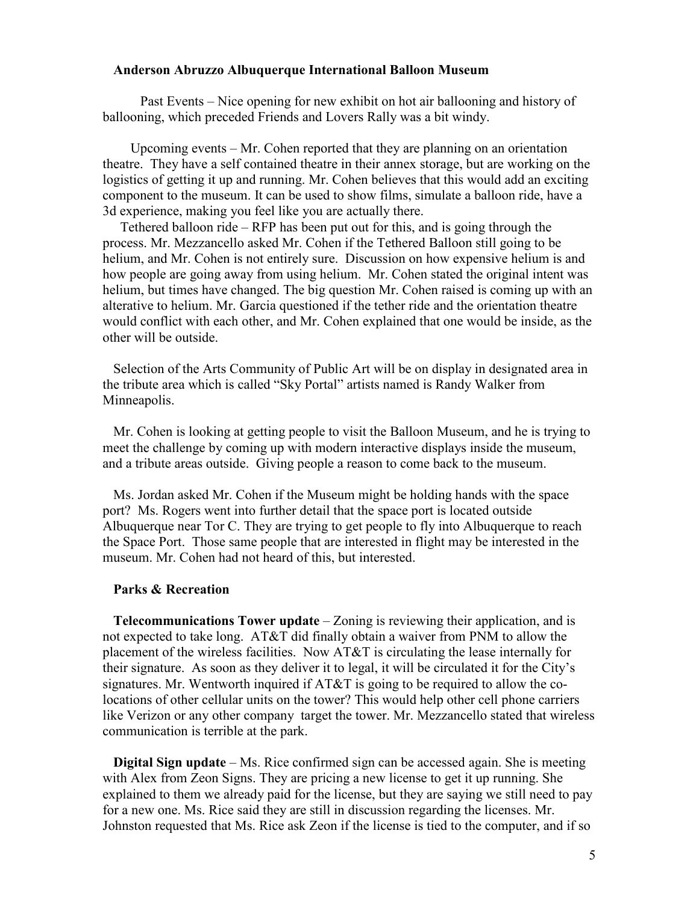**Anderson Abruzzo Albuquerque International Balloon Museum**

Past Events – Nice opening for new exhibit on hot air ballooning and history of ballooning, which preceded Friends and Lovers Rally was a bit windy.

Upcoming events – Mr. Cohen reported that they are planning on an orientation theatre. They have a self contained theatre in their annex storage, but are working on the logistics of getting it up and running. Mr. Cohen believes that this would add an exciting component to the museum. It can be used to show films, simulate a balloon ride, have a 3d experience, making you feel like you are actually there.

Tethered balloon ride – RFP has been put out for this, and is going through the process. Mr. Mezzancello asked Mr. Cohen if the Tethered Balloon still going to be helium, and Mr. Cohen is not entirely sure. Discussion on how expensive helium is and how people are going away from using helium. Mr. Cohen stated the original intent was helium, but times have changed. The big question Mr. Cohen raised is coming up with an alterative to helium. Mr. Garcia questioned if the tether ride and the orientation theatre would conflict with each other, and Mr. Cohen explained that one would be inside, as the other will be outside.

Selection of the Arts Community of Public Art will be on display in designated area in the tribute area which is called "Sky Portal" artists named is Randy Walker from Minneapolis.

Mr. Cohen is looking at getting people to visit the Balloon Museum, and he is trying to meet the challenge by coming up with modern interactive displays inside the museum, and a tribute areas outside. Giving people a reason to come back to the museum.

Ms. Jordan asked Mr. Cohen if the Museum might be holding hands with the space port? Ms. Rogers went into further detail that the space port is located outside Albuquerque near Tor C. They are trying to get people to fly into Albuquerque to reach the Space Port. Those same people that are interested in flight may be interested in the museum. Mr. Cohen had not heard of this, but interested.

**Parks & Recreation**

**Telecommunications Tower update** – Zoning is reviewing their application, and is not expected to take long. AT&T did finally obtain a waiver from PNM to allow the placement of the wireless facilities. Now AT&T is circulating the lease internally for their signature. As soon as they deliver it to legal, it will be circulated it for the City's signatures. Mr. Wentworth inquired if AT&T is going to be required to allow the co-locations of other cellular units on the tower? This would help other cell phone carriers like Verizon or any other company target the tower. Mr. Mezzancello stated that wireless communication is terrible at the park.

**Digital Sign update** – Ms. Rice confirmed sign can be accessed again. She is meeting with Alex from Zeon Signs. They are pricing a new license to get it up running. She explained to them we already paid for the license, but they are saying we still need to pay for a new one. Ms. Rice said they are still in discussion regarding the licenses. Mr. Johnston requested that Ms. Rice ask Zeon if the license is tied to the computer, and if so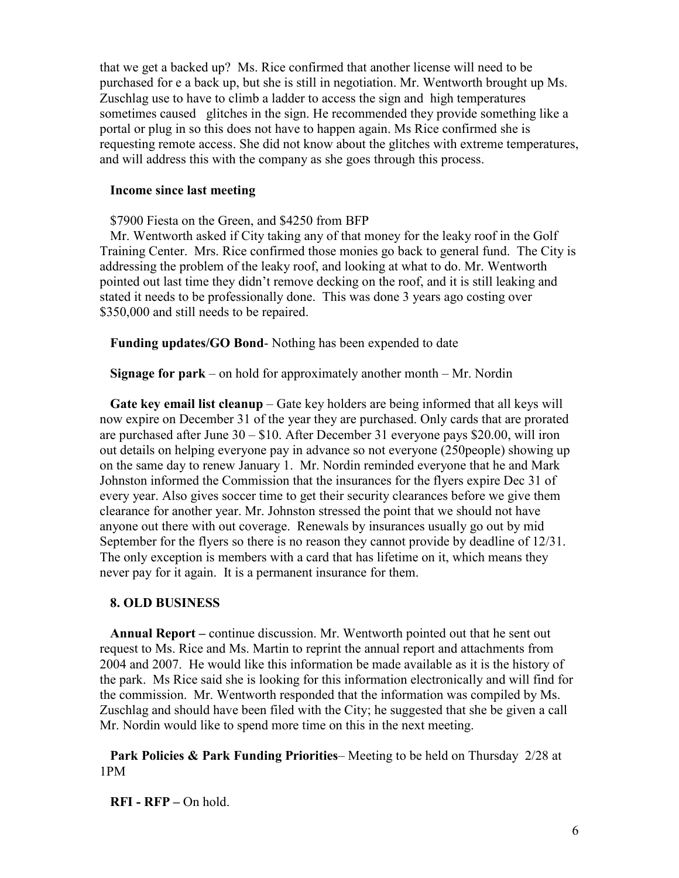that we get a backed up? Ms. Rice confirmed that another license will need to be purchased for e a back up, but she is still in negotiation. Mr. Wentworth brought up Ms. Zuschlag use to have to climb a ladder to access the sign and high temperatures sometimes caused glitches in the sign. He recommended they provide something like a portal or plug in so this does not have to happen again. Ms Rice confirmed she is requesting remote access. She did not know about the glitches with extreme temperatures, and will address this with the company as she goes through this process.

**Income since last meeting**

$7900 Fiesta on the Green, and $4250 from BFP

Mr. Wentworth asked if City taking any of that money for the leaky roof in the Golf Training Center. Mrs. Rice confirmed those monies go back to general fund. The City is addressing the problem of the leaky roof, and looking at what to do. Mr. Wentworth pointed out last time they didn't remove decking on the roof, and it is still leaking and stated it needs to be professionally done. This was done 3 years ago costing over $350,000 and still needs to be repaired.

**Funding updates/GO Bond**- Nothing has been expended to date

**Signage for park** – on hold for approximately another month – Mr. Nordin

**Gate key email list cleanup** – Gate key holders are being informed that all keys will now expire on December 31 of the year they are purchased. Only cards that are prorated are purchased after June 30 – $10. After December 31 everyone pays $20.00, will iron out details on helping everyone pay in advance so not everyone (250people) showing up on the same day to renew January 1. Mr. Nordin reminded everyone that he and Mark Johnston informed the Commission that the insurances for the flyers expire Dec 31 of every year. Also gives soccer time to get their security clearances before we give them clearance for another year. Mr. Johnston stressed the point that we should not have anyone out there with out coverage. Renewals by insurances usually go out by mid September for the flyers so there is no reason they cannot provide by deadline of 12/31. The only exception is members with a card that has lifetime on it, which means they never pay for it again. It is a permanent insurance for them.

## 8. OLD BUSINESS

**Annual Report –** continue discussion. Mr. Wentworth pointed out that he sent out request to Ms. Rice and Ms. Martin to reprint the annual report and attachments from 2004 and 2007. He would like this information be made available as it is the history of the park. Ms Rice said she is looking for this information electronically and will find for the commission. Mr. Wentworth responded that the information was compiled by Ms. Zuschlag and should have been filed with the City; he suggested that she be given a call Mr. Nordin would like to spend more time on this in the next meeting.

**Park Policies & Park Funding Priorities**– Meeting to be held on Thursday 2/28 at 1PM

**RFI - RFP –** On hold.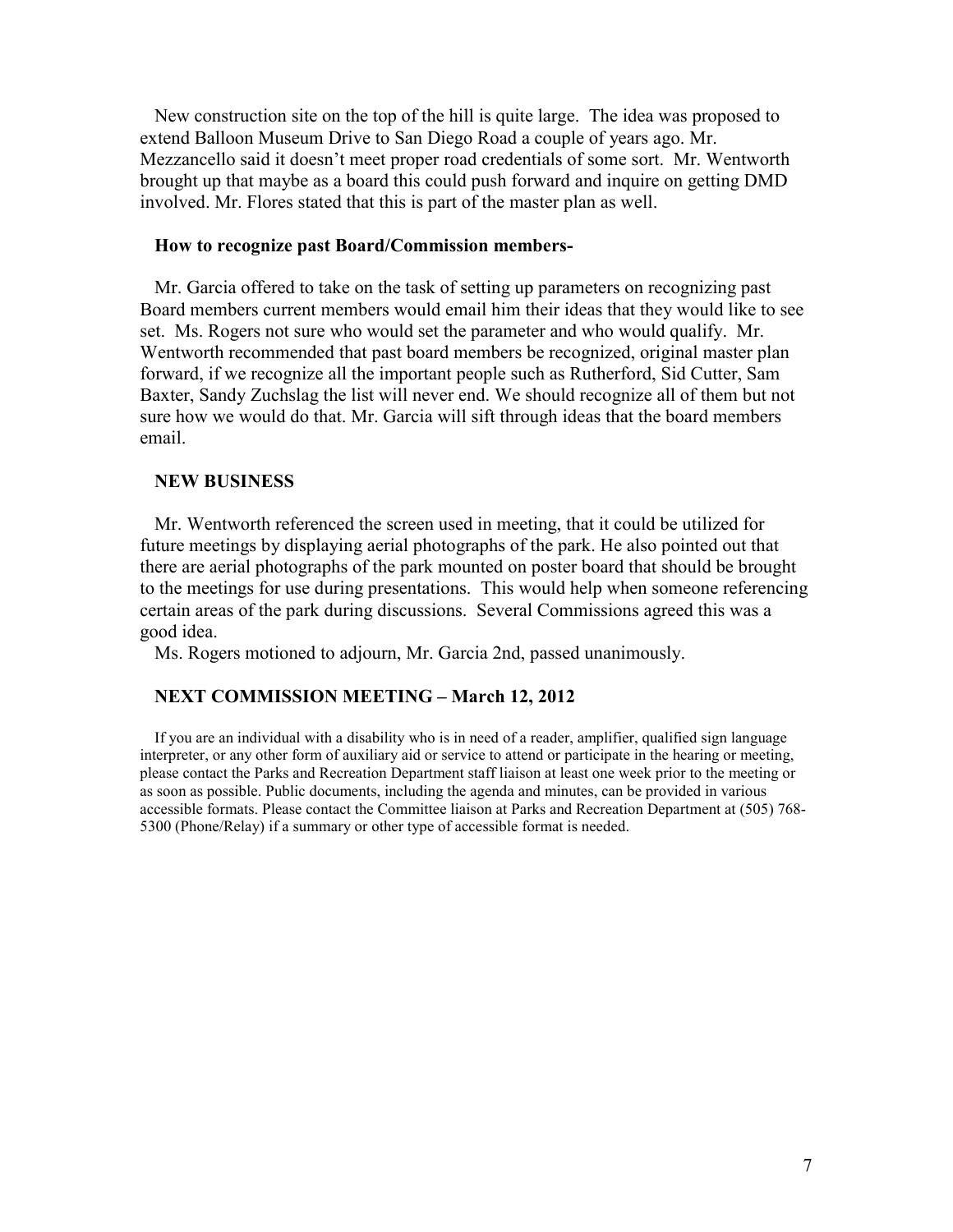New construction site on the top of the hill is quite large. The idea was proposed to extend Balloon Museum Drive to San Diego Road a couple of years ago. Mr. Mezzancello said it doesn't meet proper road credentials of some sort. Mr. Wentworth brought up that maybe as a board this could push forward and inquire on getting DMD involved. Mr. Flores stated that this is part of the master plan as well.

**How to recognize past Board/Commission members-**

Mr. Garcia offered to take on the task of setting up parameters on recognizing past Board members current members would email him their ideas that they would like to see set. Ms. Rogers not sure who would set the parameter and who would qualify. Mr. Wentworth recommended that past board members be recognized, original master plan forward, if we recognize all the important people such as Rutherford, Sid Cutter, Sam Baxter, Sandy Zuchslag the list will never end. We should recognize all of them but not sure how we would do that. Mr. Garcia will sift through ideas that the board members email.

**NEW BUSINESS**

Mr. Wentworth referenced the screen used in meeting, that it could be utilized for future meetings by displaying aerial photographs of the park. He also pointed out that there are aerial photographs of the park mounted on poster board that should be brought to the meetings for use during presentations. This would help when someone referencing certain areas of the park during discussions. Several Commissions agreed this was a good idea.

Ms. Rogers motioned to adjourn, Mr. Garcia 2nd, passed unanimously.

**NEXT COMMISSION MEETING – March 12, 2012**

If you are an individual with a disability who is in need of a reader, amplifier, qualified sign language interpreter, or any other form of auxiliary aid or service to attend or participate in the hearing or meeting, please contact the Parks and Recreation Department staff liaison at least one week prior to the meeting or as soon as possible. Public documents, including the agenda and minutes, can be provided in various accessible formats. Please contact the Committee liaison at Parks and Recreation Department at (505) 768-5300 (Phone/Relay) if a summary or other type of accessible format is needed.